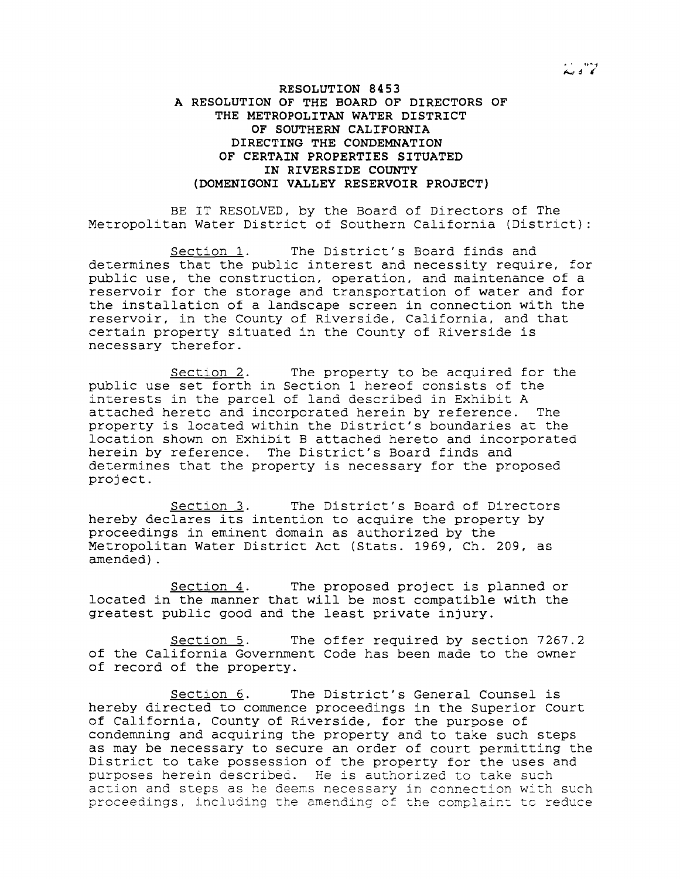# RESOLUTION 8453

## A RESOLUTION OF THE BOARD OF DIRECTORS OF THE METROPOLITAN WATER DISTRICT OF SOUTHERN CALIFORNIA DIRECTING THE CONDEMNATION OF CERTAIN PROPERTIES SITUATED IN RIVERSIDE COUNTY (DOMENIGONI VALLEY RESERVOIR PROJECT)

BE IT RESOLVED, by the Board of Directors of The Metropolitan Water District of Southern California (District):

Section 1. The District's Board finds and determines that the public interest and necessity require, for public use, the construction, operation, and maintenance of a reservoir for the storage and transportation of water and for the installation of a landscape screen in connection with the reservoir, in the County of Riverside, California, and that certain property situated in the County of Riverside is necessary therefor.

Section 2. The property to be acquired for the public use set forth in Section 1 hereof consists of the interests in the parcel of land described in Exhibit A attached hereto and incorporated herein by reference. The property is located within the District's boundaries at the location shown on Exhibit B attached hereto and incorporated herein by reference. The District's Board finds and determines that the property is necessary for the proposed project.

Section 3. The District's Board of Directors hereby declares its intention to acquire the property by proceedings in eminent domain as authorized by the Metropolitan Water District Act (Stats. 1969, Ch. 209, as amended).

Section 4. The proposed project is planned or located in the manner that will be most compatible with the greatest public good and the least private injury.

Section 5. The offer required by section 7267.2 of the California Government Code has been made to the owner of record of the property.

Section 6. The District's General Counsel is hereby directed to commence proceedings in the Superior Court of California, County of Riverside, for the purpose of condemning and acquiring the property and to take such steps as may be necessary to secure an order of court permitting the District to take possession of the property for the uses and purposes herein described. He is authorized to take such action and steps as he deems necessary in connection with such proceedings, including the amending of the complaint to reduce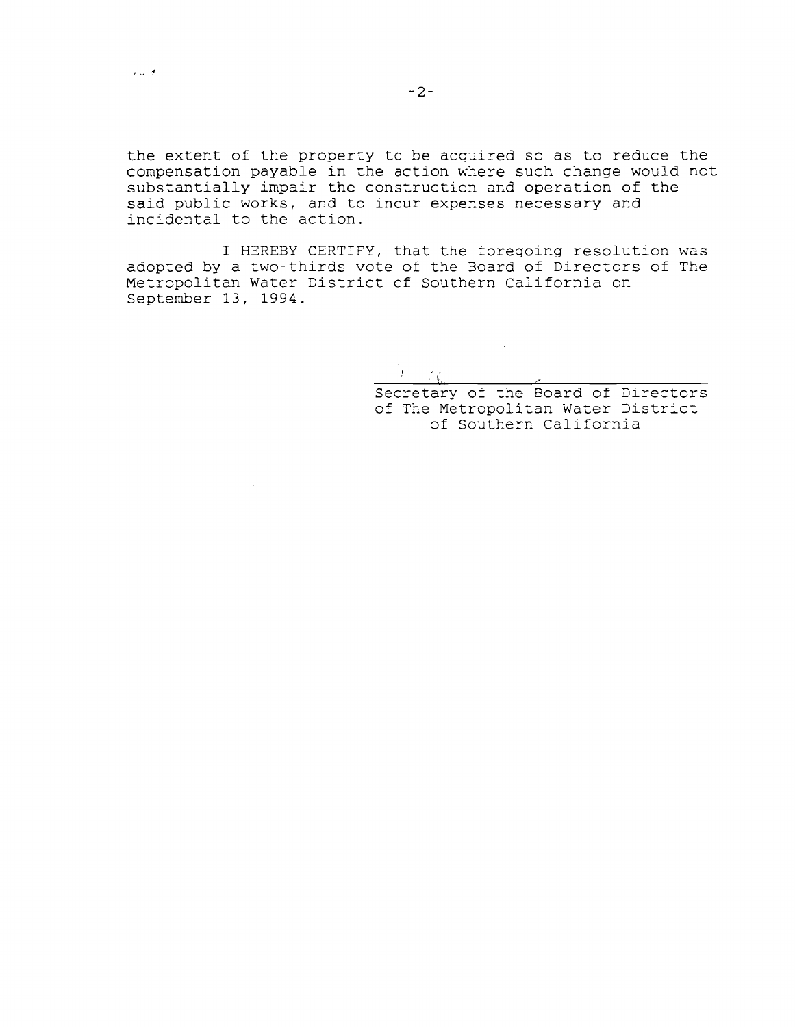the extent of the property to be acquired so as to reduce the compensation payable in the action where such change would not substantially impair the construction and operation of the said public works, and to incur expenses necessary and incidental to the action.

I HEREBY CERTIFY, that the foregoing resolution was adopted by a two-thirds vote of the Board of Directors of The Metropolitan Water District of Southern California on September 13, 1994.

Secretary of the Board of Directors
of The Metropolitan Water District
of Southern California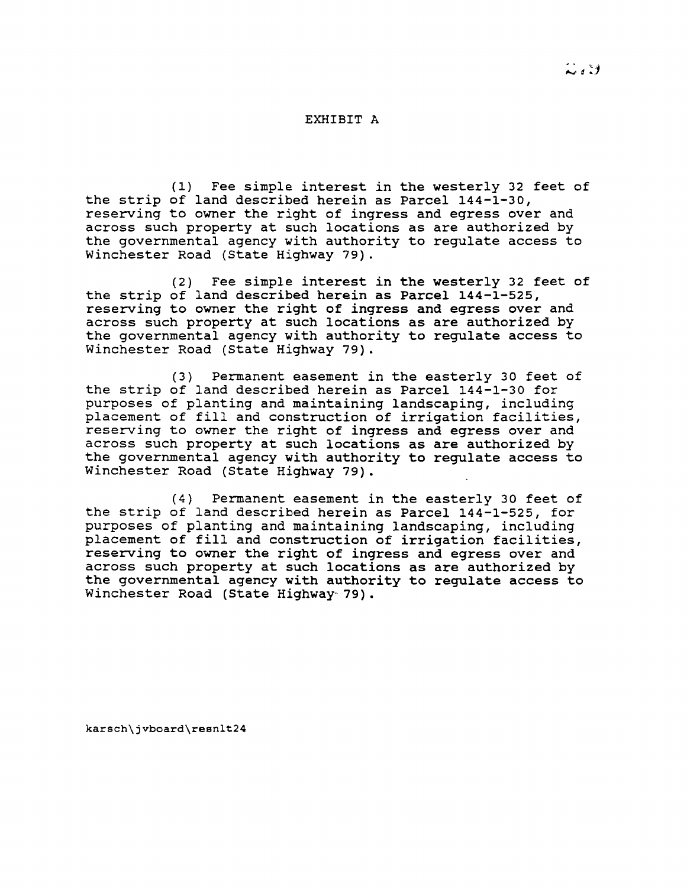# EXHIBIT A

(1) Fee simple interest in the westerly 32 feet of the strip of land described herein as Parcel 144-1-30, reserving to owner the right of ingress and egress over and across such property at such locations as are authorized by the governmental agency with authority to regulate access to Winchester Road (State Highway 79).

(2) Fee simple interest in the westerly 32 feet of the strip of land described herein as Parcel 144-1-525, reserving to owner the right of ingress and egress over and across such property at such locations as are authorized by the governmental agency with authority to regulate access to Winchester Road (State Highway 79).

(3) Permanent easement in the easterly 30 feet of the strip of land described herein as Parcel 144-1-30 for purposes of planting and maintaining landscaping, including placement of fill and construction of irrigation facilities, reserving to owner the right of ingress and egress over and across such property at such locations as are authorized by the governmental agency with authority to regulate access to Winchester Road (State Highway 79).

(4) Permanent easement in the easterly 30 feet of the strip of land described herein as Parcel 144-1-525, for purposes of planting and maintaining landscaping, including placement of fill and construction of irrigation facilities, reserving to owner the right of ingress and egress over and across such property at such locations as are authorized by the governmental agency with authority to regulate access to Winchester Road (State Highway 79).

karsch\jvboard\resnlt24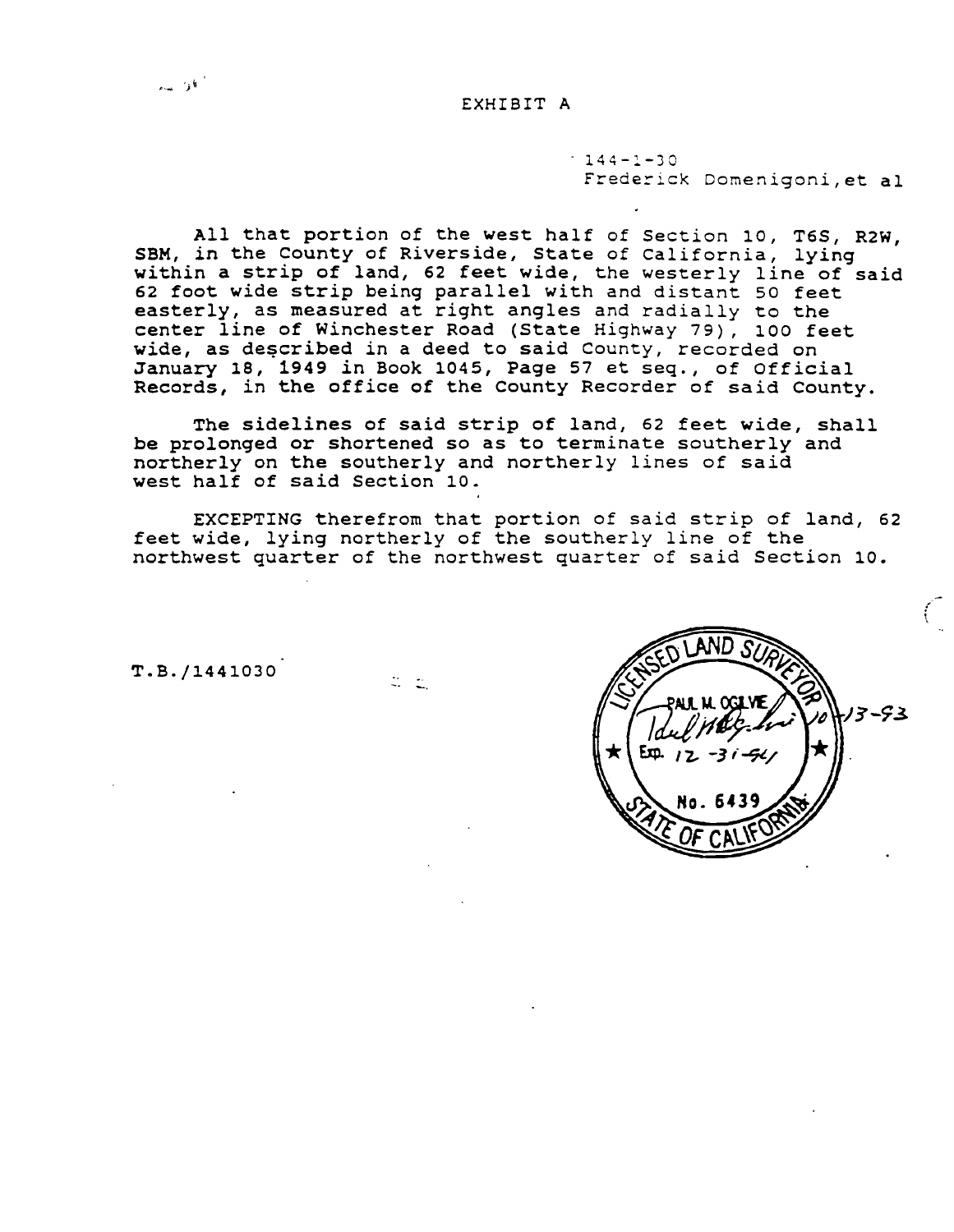# EXHIBIT A

144-1-30
Frederick Domenigoni, et al

All that portion of the west half of Section 10, T6S, R2W, SBM, in the County of Riverside, State of California, lying within a strip of land, 62 feet wide, the westerly line of said 62 foot wide strip being parallel with and distant 50 feet easterly, as measured at right angles and radially to the center line of Winchester Road (State Highway 79), 100 feet wide, as described in a deed to said County, recorded on January 18, 1949 in Book 1045, Page 57 et seq., of Official Records, in the office of the County Recorder of said County.

The sidelines of said strip of land, 62 feet wide, shall be prolonged or shortened so as to terminate southerly and northerly on the southerly and northerly lines of said west half of said Section 10.

EXCEPTING therefrom that portion of said strip of land, 62 feet wide, lying northerly of the southerly line of the northwest quarter of the northwest quarter of said Section 10.

T.B./1441030

LICENSED LAND SURVEYOR
PAUL M. OGILVIE
Exp. 12-31-94
No. 6439
STATE OF CALIFORNIA

10-13-93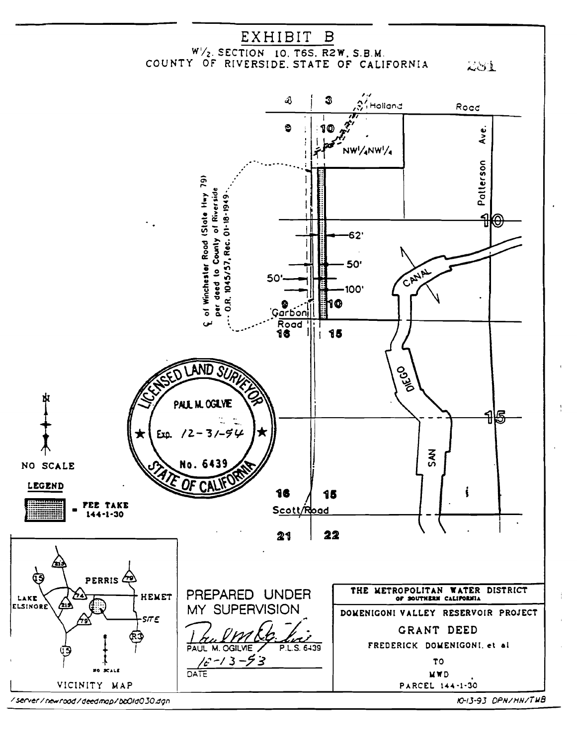# EXHIBIT B

W1/2, SECTION 10, T6S, R2W, S.B.M.
COUNTY OF RIVERSIDE, STATE OF CALIFORNIA

281

4 | 3 — Holland Road

9 | 10 — NW1/4NW1/4

Patterson Ave.

℄ of Winchester Road (State Hwy 79) per deed to County of Riverside O.R. 1045/57, Rec. 01-18-1949

62'

50'

50'

100'

9 | 10

Garbon Road

16 | 15

CANAL

SAN DIEGO

10

15

LICENSED LAND SURVEYOR
PAUL M. OGILVIE
Exp. 12-31-94
No. 6439
STATE OF CALIFORNIA

N

NO SCALE

**LEGEND**

= FEE TAKE 144-1-30

16 | 15

Scott Road

21 | 22

VICINITY MAP

PERRIS, LAKE ELSINORE, HEMET, SITE, 15, 215, 74, 79, R3

NO SCALE

PREPARED UNDER MY SUPERVISION

PAUL M. OGILVIE P.L.S. 6439

10-13-93

DATE

THE METROPOLITAN WATER DISTRICT OF SOUTHERN CALIFORNIA

DOMENIGONI VALLEY RESERVOIR PROJECT

GRANT DEED

FREDERICK DOMENIGONI, et al

TO

MWD

PARCEL 144-1-30

/server/newroad/deedmap/bb01d030.dgn

10-13-93 DPN/HN/TMB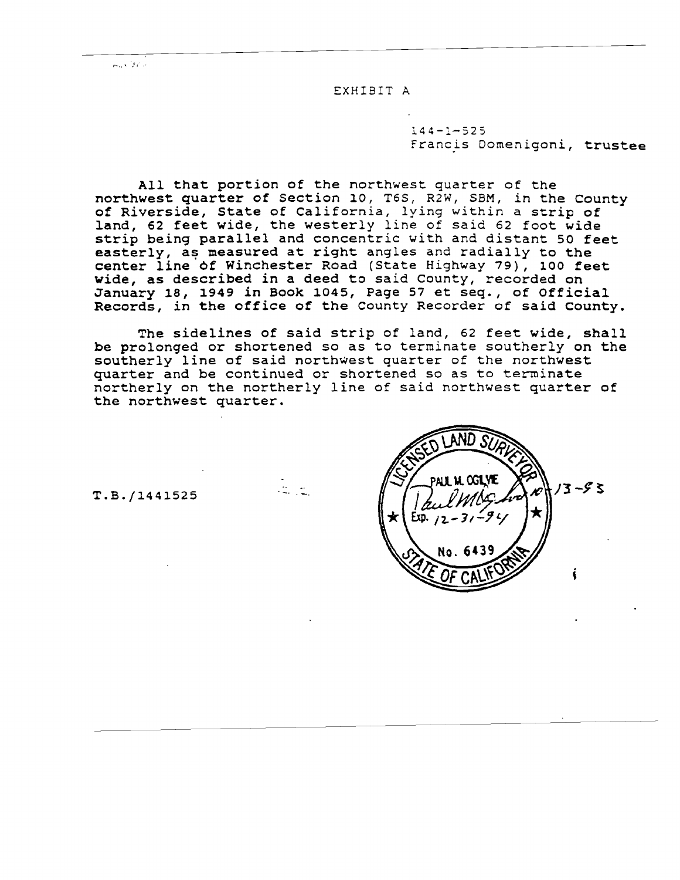# EXHIBIT A

144-1-525
Francis Domenigoni, trustee

All that portion of the northwest quarter of the northwest quarter of Section 10, T6S, R2W, SBM, in the County of Riverside, State of California, lying within a strip of land, 62 feet wide, the westerly line of said 62 foot wide strip being parallel and concentric with and distant 50 feet easterly, as measured at right angles and radially to the center line of Winchester Road (State Highway 79), 100 feet wide, as described in a deed to said County, recorded on January 18, 1949 in Book 1045, Page 57 et seq., of Official Records, in the office of the County Recorder of said County.

The sidelines of said strip of land, 62 feet wide, shall be prolonged or shortened so as to terminate southerly on the southerly line of said northwest quarter of the northwest quarter and be continued or shortened so as to terminate northerly on the northerly line of said northwest quarter of the northwest quarter.

T.B./1441525

LICENSED LAND SURVEYOR
PAUL M. OGLVIE
Exp. 12-31-94
No. 6439
STATE OF CALIFORNIA

10-13-93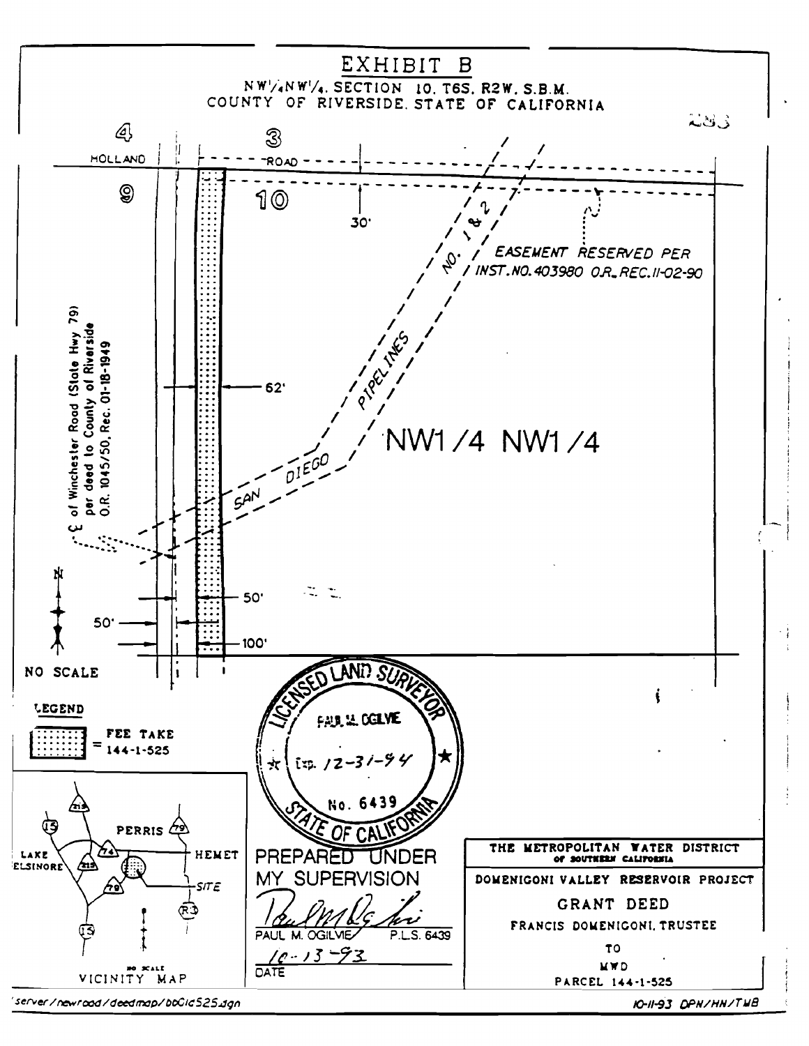# EXHIBIT B

NW1/4 NW1/4, SECTION 10, T6S, R2W, S.B.M.
COUNTY OF RIVERSIDE, STATE OF CALIFORNIA

4

3

HOLLAND ROAD

9

10

30'

EASEMENT RESERVED PER INST. NO. 403980 O.R. REC. 11-02-90

SAN DIEGO PIPELINES NO. 1 & 2

℄ of Winchester Road (State Hwy 79) per deed to County of Riverside O.R. 1045/50, Rec. 01-18-1949

62'

NW1/4 NW1/4

50'

50'

100'

NO SCALE

LEGEND

= FEE TAKE 144-1-525

VICINITY MAP

NO SCALE

LAKE ELSINORE

PERRIS

HEMET

SITE

LICENSED LAND SURVEYOR
PAUL M. OGILVIE
Exp. 12-31-94
No. 6439
STATE OF CALIFORNIA

PREPARED UNDER MY SUPERVISION

PAUL M. OGILVIE P.L.S. 6439

10-13-93
DATE

THE METROPOLITAN WATER DISTRICT OF SOUTHERN CALIFORNIA

DOMENIGONI VALLEY RESERVOIR PROJECT

GRANT DEED

FRANCIS DOMENIGONI, TRUSTEE

TO

MWD

PARCEL 144-1-525

server/newroad/deedmap/b0C1c525.dgn

10-11-93 DPN/HN/TMB